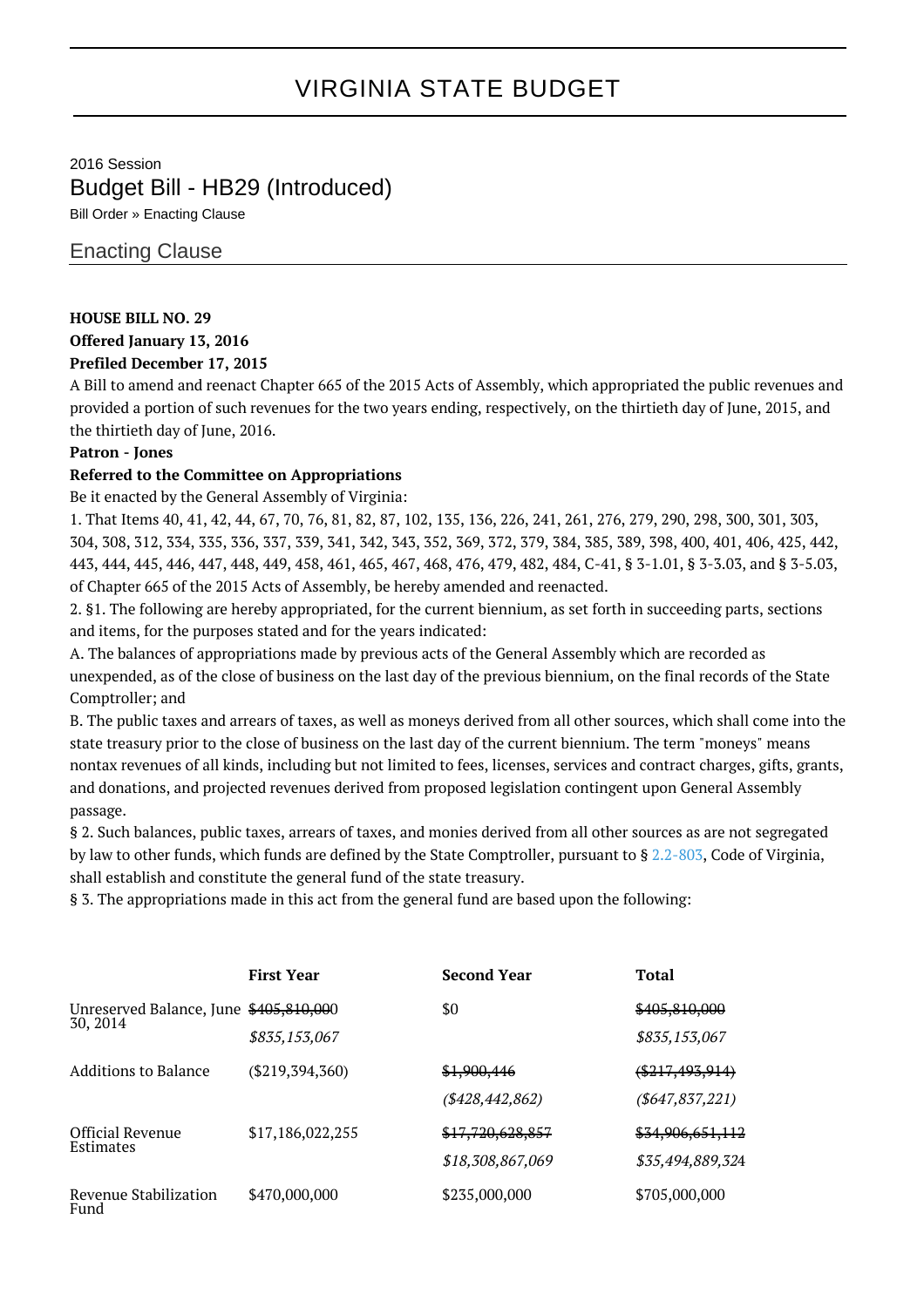# VIRGINIA STATE BUDGET

2016 Session

## Budget Bill - HB29 (Introduced)

Bill Order » Enacting Clause

### Enacting Clause

**HOUSE BILL NO. 29**

**Offered January 13, 2016**

**Prefiled December 17, 2015**

A Bill to amend and reenact Chapter 665 of the 2015 Acts of Assembly, which appropriated the public revenues and provided a portion of such revenues for the two years ending, respectively, on the thirtieth day of June, 2015, and the thirtieth day of June, 2016.

**Patron - Jones**

**Referred to the Committee on Appropriations**

Be it enacted by the General Assembly of Virginia:

1. That Items 40, 41, 42, 44, 67, 70, 76, 81, 82, 87, 102, 135, 136, 226, 241, 261, 276, 279, 290, 298, 300, 301, 303, 304, 308, 312, 334, 335, 336, 337, 339, 341, 342, 343, 352, 369, 372, 379, 384, 385, 389, 398, 400, 401, 406, 425, 442, 443, 444, 445, 446, 447, 448, 449, 458, 461, 465, 467, 468, 476, 479, 482, 484, C-41, § 3-1.01, § 3-3.03, and § 3-5.03, of Chapter 665 of the 2015 Acts of Assembly, be hereby amended and reenacted.

2. §1. The following are hereby appropriated, for the current biennium, as set forth in succeeding parts, sections and items, for the purposes stated and for the years indicated:

A. The balances of appropriations made by previous acts of the General Assembly which are recorded as unexpended, as of the close of business on the last day of the previous biennium, on the final records of the State Comptroller; and

B. The public taxes and arrears of taxes, as well as moneys derived from all other sources, which shall come into the state treasury prior to the close of business on the last day of the current biennium. The term "moneys" means nontax revenues of all kinds, including but not limited to fees, licenses, services and contract charges, gifts, grants, and donations, and projected revenues derived from proposed legislation contingent upon General Assembly passage.

§ 2. Such balances, public taxes, arrears of taxes, and monies derived from all other sources as are not segregated by law to other funds, which funds are defined by the State Comptroller, pursuant to § 2.2-803, Code of Virginia, shall establish and constitute the general fund of the state treasury.

§ 3. The appropriations made in this act from the general fund are based upon the following:

| | First Year | Second Year | Total |
|---|---|---|---|
| Unreserved Balance, June 30, 2014 | ~~$405,810,000~~ *$835,153,067* | $0 | ~~$405,810,000~~ *$835,153,067* |
| Additions to Balance | ($219,394,360) | ~~$1,900,446~~ *($428,442,862)* | ~~($217,493,914)~~ *($647,837,221)* |
| Official Revenue Estimates | $17,186,022,255 | ~~$17,720,628,857~~ *$18,308,867,069* | ~~$34,906,651,112~~ *$35,494,889,324* |
| Revenue Stabilization Fund | $470,000,000 | $235,000,000 | $705,000,000 |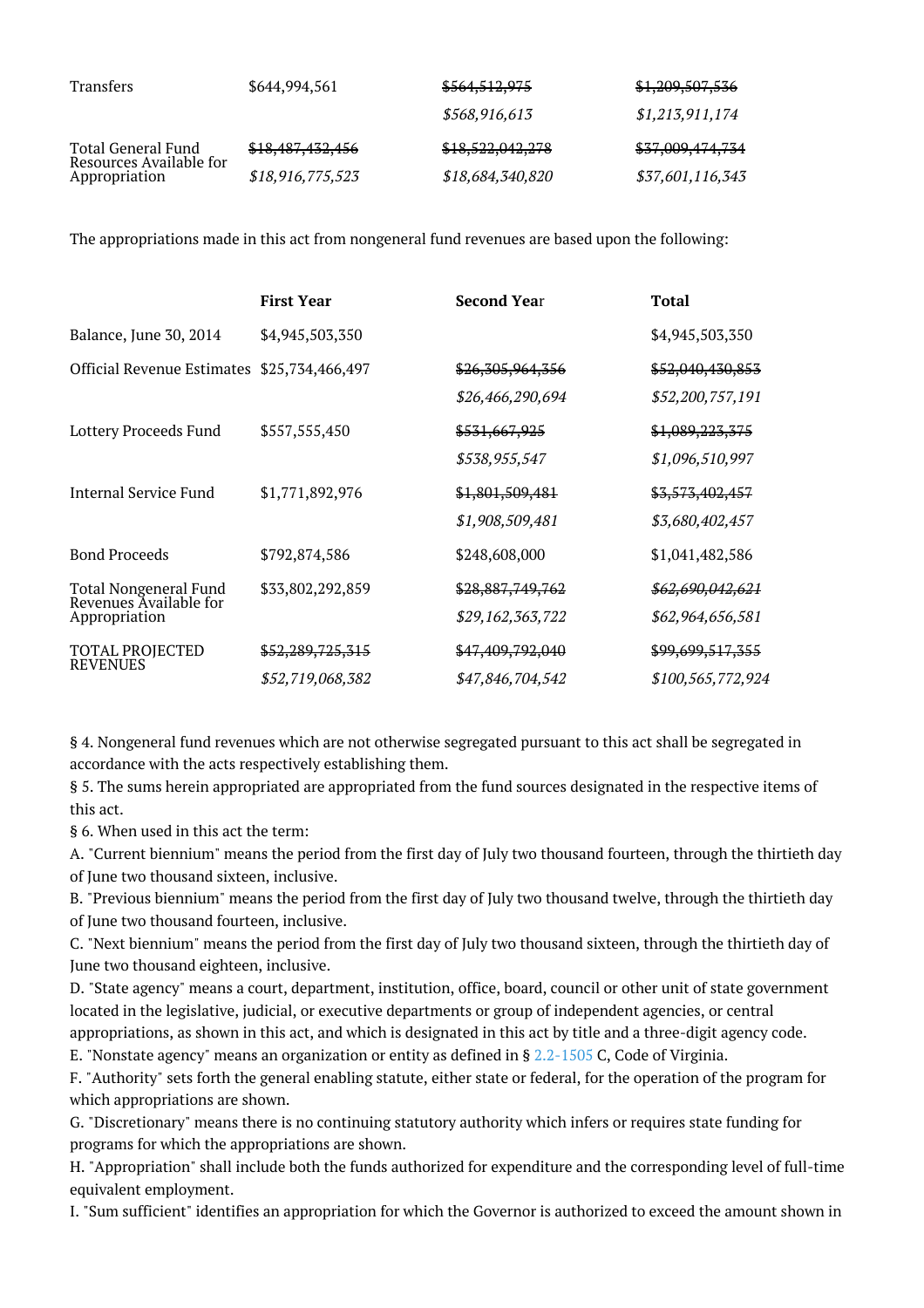| | | | |
|---|---|---|---|
| Transfers | $644,994,561 | ~~$564,512,975~~ *$568,916,613* | ~~$1,209,507,536~~ *$1,213,911,174* |
| Total General Fund Resources Available for Appropriation | ~~$18,487,432,456~~ *$18,916,775,523* | ~~$18,522,042,278~~ *$18,684,340,820* | ~~$37,009,474,734~~ *$37,601,116,343* |

The appropriations made in this act from nongeneral fund revenues are based upon the following:

| | First Year | Second Year | Total |
|---|---|---|---|
| Balance, June 30, 2014 | $4,945,503,350 | | $4,945,503,350 |
| Official Revenue Estimates | $25,734,466,497 | ~~$26,305,964,356~~ *$26,466,290,694* | ~~$52,040,430,853~~ *$52,200,757,191* |
| Lottery Proceeds Fund | $557,555,450 | ~~$531,667,925~~ *$538,955,547* | ~~$1,089,223,375~~ *$1,096,510,997* |
| Internal Service Fund | $1,771,892,976 | ~~$1,801,509,481~~ *$1,908,509,481* | ~~$3,573,402,457~~ *$3,680,402,457* |
| Bond Proceeds | $792,874,586 | $248,608,000 | $1,041,482,586 |
| Total Nongeneral Fund Revenues Available for Appropriation | $33,802,292,859 | ~~$28,887,749,762~~ *$29,162,363,722* | ~~*$62,690,042,621*~~ *$62,964,656,581* |
| TOTAL PROJECTED REVENUES | ~~$52,289,725,315~~ *$52,719,068,382* | ~~$47,409,792,040~~ *$47,846,704,542* | ~~$99,699,517,355~~ *$100,565,772,924* |

§ 4. Nongeneral fund revenues which are not otherwise segregated pursuant to this act shall be segregated in accordance with the acts respectively establishing them.

§ 5. The sums herein appropriated are appropriated from the fund sources designated in the respective items of this act.

§ 6. When used in this act the term:

A. "Current biennium" means the period from the first day of July two thousand fourteen, through the thirtieth day of June two thousand sixteen, inclusive.

B. "Previous biennium" means the period from the first day of July two thousand twelve, through the thirtieth day of June two thousand fourteen, inclusive.

C. "Next biennium" means the period from the first day of July two thousand sixteen, through the thirtieth day of June two thousand eighteen, inclusive.

D. "State agency" means a court, department, institution, office, board, council or other unit of state government located in the legislative, judicial, or executive departments or group of independent agencies, or central appropriations, as shown in this act, and which is designated in this act by title and a three-digit agency code.

E. "Nonstate agency" means an organization or entity as defined in § 2.2-1505 C, Code of Virginia.

F. "Authority" sets forth the general enabling statute, either state or federal, for the operation of the program for which appropriations are shown.

G. "Discretionary" means there is no continuing statutory authority which infers or requires state funding for programs for which the appropriations are shown.

H. "Appropriation" shall include both the funds authorized for expenditure and the corresponding level of full-time equivalent employment.

I. "Sum sufficient" identifies an appropriation for which the Governor is authorized to exceed the amount shown in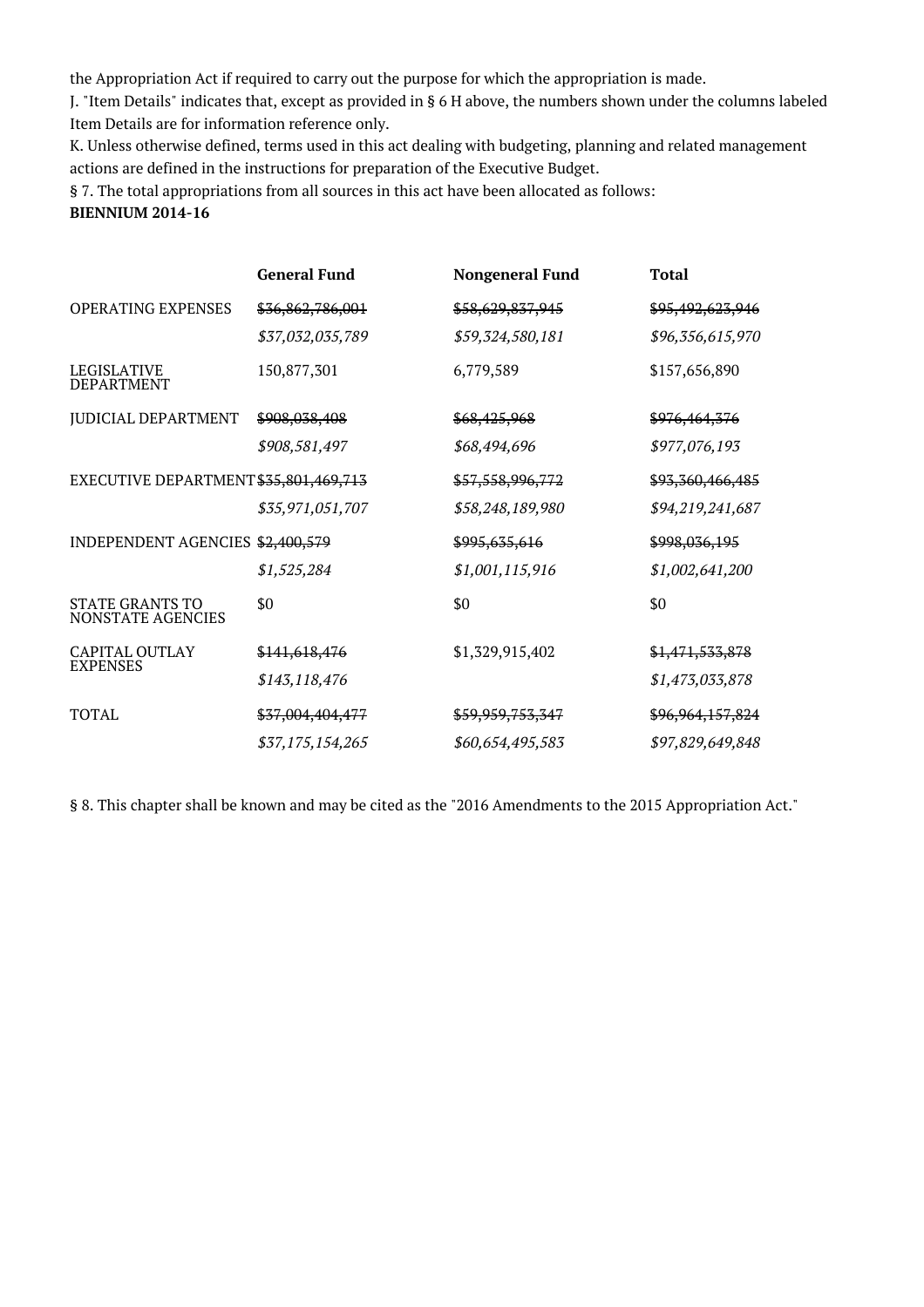the Appropriation Act if required to carry out the purpose for which the appropriation is made.

J. "Item Details" indicates that, except as provided in § 6 H above, the numbers shown under the columns labeled Item Details are for information reference only.

K. Unless otherwise defined, terms used in this act dealing with budgeting, planning and related management actions are defined in the instructions for preparation of the Executive Budget.

§ 7. The total appropriations from all sources in this act have been allocated as follows:

**BIENNIUM 2014-16**

| | **General Fund** | **Nongeneral Fund** | **Total** |
|---|---|---|---|
| OPERATING EXPENSES | ~~$36,862,786,001~~ | ~~$58,629,837,945~~ | ~~$95,492,623,946~~ |
| | *$37,032,035,789* | *$59,324,580,181* | *$96,356,615,970* |
| LEGISLATIVE DEPARTMENT | 150,877,301 | 6,779,589 | $157,656,890 |
| JUDICIAL DEPARTMENT | ~~$908,038,408~~ | ~~$68,425,968~~ | ~~$976,464,376~~ |
| | *$908,581,497* | *$68,494,696* | *$977,076,193* |
| EXECUTIVE DEPARTMENT | ~~$35,801,469,713~~ | ~~$57,558,996,772~~ | ~~$93,360,466,485~~ |
| | *$35,971,051,707* | *$58,248,189,980* | *$94,219,241,687* |
| INDEPENDENT AGENCIES | ~~$2,400,579~~ | ~~$995,635,616~~ | ~~$998,036,195~~ |
| | *$1,525,284* | *$1,001,115,916* | *$1,002,641,200* |
| STATE GRANTS TO NONSTATE AGENCIES | $0 | $0 | $0 |
| CAPITAL OUTLAY EXPENSES | ~~$141,618,476~~ | $1,329,915,402 | ~~$1,471,533,878~~ |
| | *$143,118,476* | | *$1,473,033,878* |
| TOTAL | ~~$37,004,404,477~~ | ~~$59,959,753,347~~ | ~~$96,964,157,824~~ |
| | *$37,175,154,265* | *$60,654,495,583* | *$97,829,649,848* |

§ 8. This chapter shall be known and may be cited as the "2016 Amendments to the 2015 Appropriation Act."